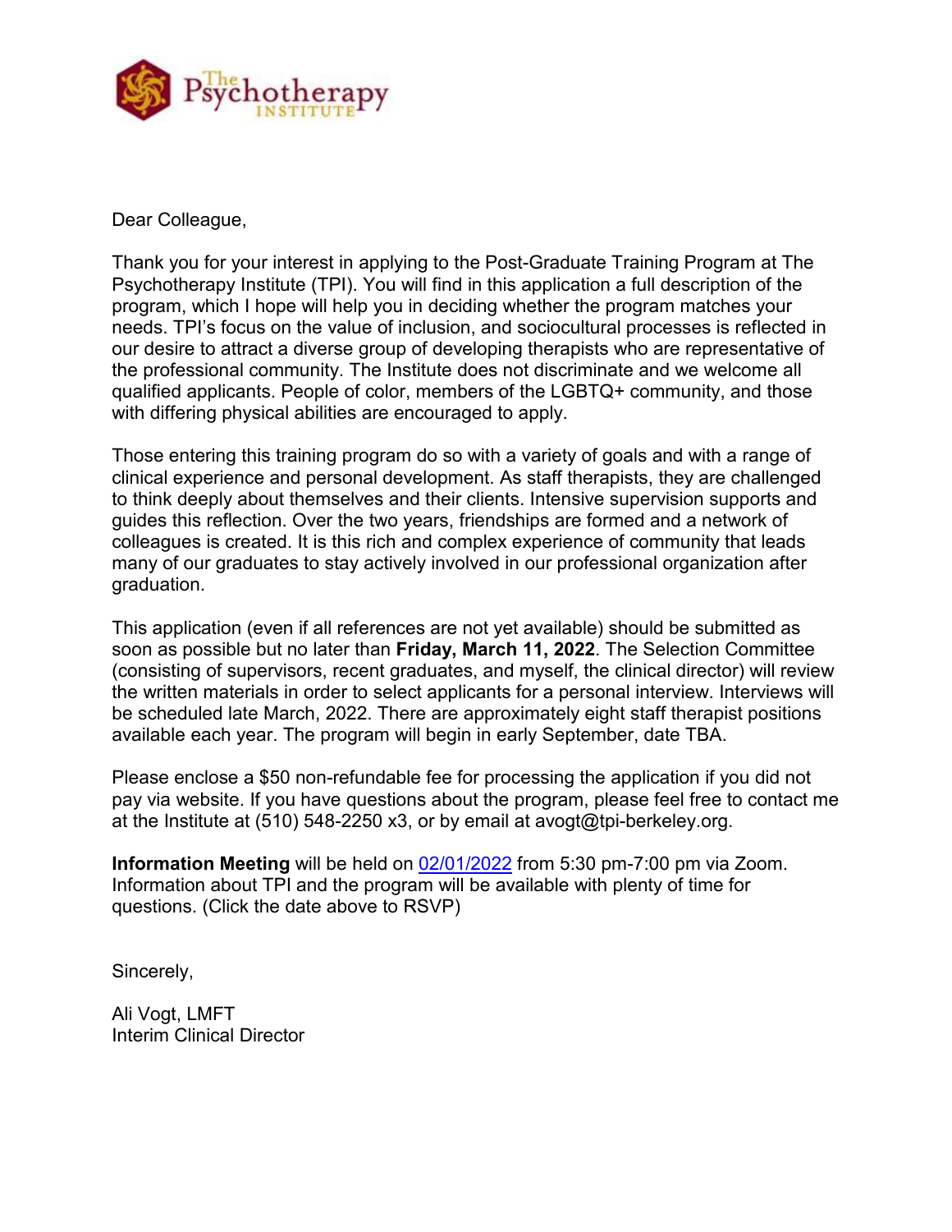The Psychotherapy Institute

Dear Colleague,

Thank you for your interest in applying to the Post-Graduate Training Program at The Psychotherapy Institute (TPI). You will find in this application a full description of the program, which I hope will help you in deciding whether the program matches your needs. TPI's focus on the value of inclusion, and sociocultural processes is reflected in our desire to attract a diverse group of developing therapists who are representative of the professional community. The Institute does not discriminate and we welcome all qualified applicants. People of color, members of the LGBTQ+ community, and those with differing physical abilities are encouraged to apply.

Those entering this training program do so with a variety of goals and with a range of clinical experience and personal development. As staff therapists, they are challenged to think deeply about themselves and their clients. Intensive supervision supports and guides this reflection. Over the two years, friendships are formed and a network of colleagues is created. It is this rich and complex experience of community that leads many of our graduates to stay actively involved in our professional organization after graduation.

This application (even if all references are not yet available) should be submitted as soon as possible but no later than **Friday, March 11, 2022**. The Selection Committee (consisting of supervisors, recent graduates, and myself, the clinical director) will review the written materials in order to select applicants for a personal interview. Interviews will be scheduled late March, 2022. There are approximately eight staff therapist positions available each year. The program will begin in early September, date TBA.

Please enclose a $50 non-refundable fee for processing the application if you did not pay via website. If you have questions about the program, please feel free to contact me at the Institute at (510) 548-2250 x3, or by email at avogt@tpi-berkeley.org.

**Information Meeting** will be held on 02/01/2022 from 5:30 pm-7:00 pm via Zoom. Information about TPI and the program will be available with plenty of time for questions. (Click the date above to RSVP)

Sincerely,

Ali Vogt, LMFT
Interim Clinical Director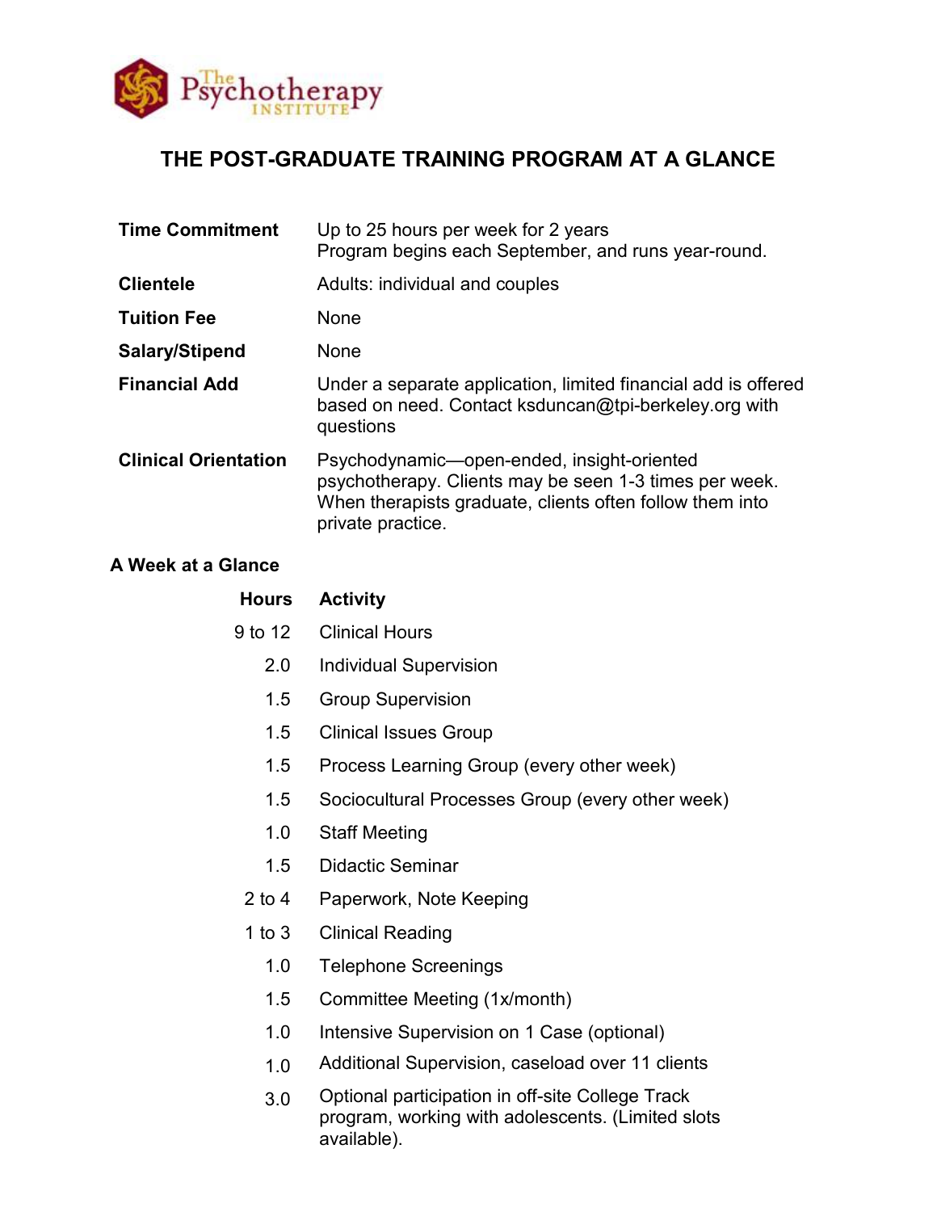The Psychotherapy Institute

# THE POST-GRADUATE TRAINING PROGRAM AT A GLANCE

| | |
|---|---|
| **Time Commitment** | Up to 25 hours per week for 2 years<br>Program begins each September, and runs year-round. |
| **Clientele** | Adults: individual and couples |
| **Tuition Fee** | None |
| **Salary/Stipend** | None |
| **Financial Add** | Under a separate application, limited financial add is offered based on need. Contact ksduncan@tpi-berkeley.org with questions |
| **Clinical Orientation** | Psychodynamic—open-ended, insight-oriented psychotherapy. Clients may be seen 1-3 times per week. When therapists graduate, clients often follow them into private practice. |

### A Week at a Glance

| Hours | Activity |
|---|---|
| 9 to 12 | Clinical Hours |
| 2.0 | Individual Supervision |
| 1.5 | Group Supervision |
| 1.5 | Clinical Issues Group |
| 1.5 | Process Learning Group (every other week) |
| 1.5 | Sociocultural Processes Group (every other week) |
| 1.0 | Staff Meeting |
| 1.5 | Didactic Seminar |
| 2 to 4 | Paperwork, Note Keeping |
| 1 to 3 | Clinical Reading |
| 1.0 | Telephone Screenings |
| 1.5 | Committee Meeting (1x/month) |
| 1.0 | Intensive Supervision on 1 Case (optional) |
| 1.0 | Additional Supervision, caseload over 11 clients |
| 3.0 | Optional participation in off-site College Track program, working with adolescents. (Limited slots available). |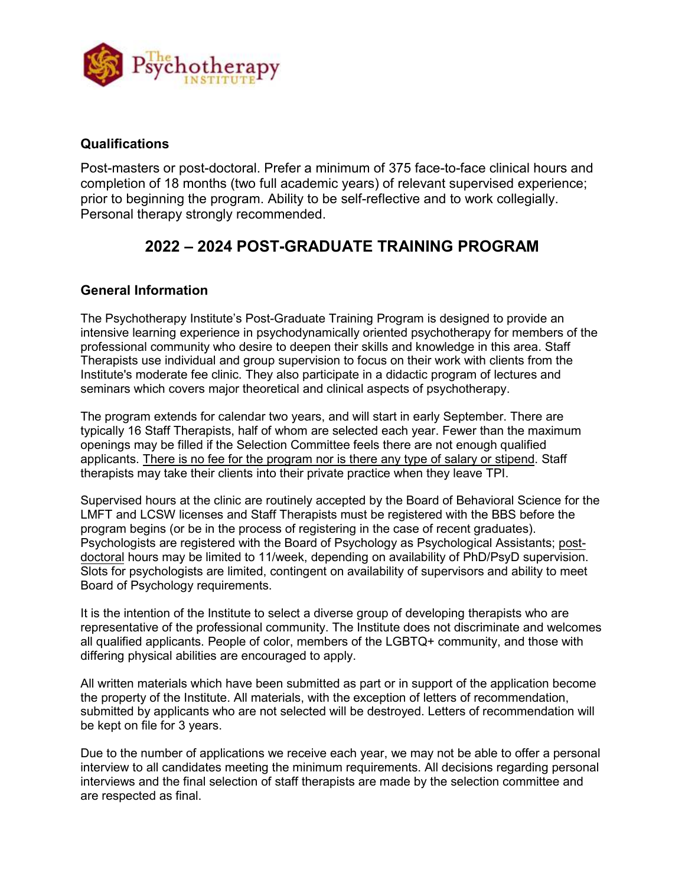## Qualifications

Post-masters or post-doctoral. Prefer a minimum of 375 face-to-face clinical hours and completion of 18 months (two full academic years) of relevant supervised experience; prior to beginning the program. Ability to be self-reflective and to work collegially. Personal therapy strongly recommended.

# 2022 – 2024 POST-GRADUATE TRAINING PROGRAM

## General Information

The Psychotherapy Institute's Post-Graduate Training Program is designed to provide an intensive learning experience in psychodynamically oriented psychotherapy for members of the professional community who desire to deepen their skills and knowledge in this area. Staff Therapists use individual and group supervision to focus on their work with clients from the Institute's moderate fee clinic. They also participate in a didactic program of lectures and seminars which covers major theoretical and clinical aspects of psychotherapy.

The program extends for calendar two years, and will start in early September. There are typically 16 Staff Therapists, half of whom are selected each year. Fewer than the maximum openings may be filled if the Selection Committee feels there are not enough qualified applicants. <u>There is no fee for the program nor is there any type of salary or stipend</u>. Staff therapists may take their clients into their private practice when they leave TPI.

Supervised hours at the clinic are routinely accepted by the Board of Behavioral Science for the LMFT and LCSW licenses and Staff Therapists must be registered with the BBS before the program begins (or be in the process of registering in the case of recent graduates). Psychologists are registered with the Board of Psychology as Psychological Assistants; <u>post-doctoral</u> hours may be limited to 11/week, depending on availability of PhD/PsyD supervision. Slots for psychologists are limited, contingent on availability of supervisors and ability to meet Board of Psychology requirements.

It is the intention of the Institute to select a diverse group of developing therapists who are representative of the professional community. The Institute does not discriminate and welcomes all qualified applicants. People of color, members of the LGBTQ+ community, and those with differing physical abilities are encouraged to apply.

All written materials which have been submitted as part or in support of the application become the property of the Institute. All materials, with the exception of letters of recommendation, submitted by applicants who are not selected will be destroyed. Letters of recommendation will be kept on file for 3 years.

Due to the number of applications we receive each year, we may not be able to offer a personal interview to all candidates meeting the minimum requirements. All decisions regarding personal interviews and the final selection of staff therapists are made by the selection committee and are respected as final.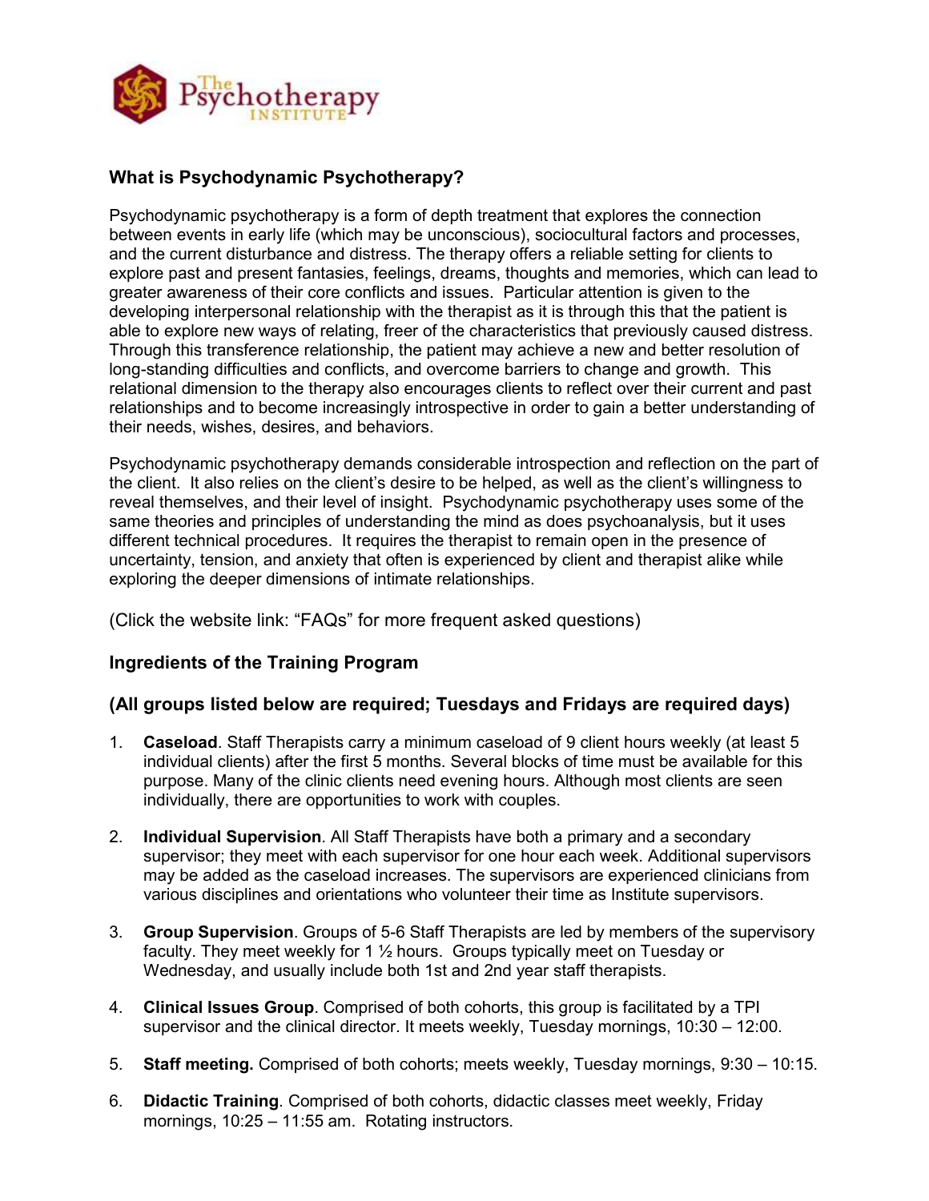## What is Psychodynamic Psychotherapy?

Psychodynamic psychotherapy is a form of depth treatment that explores the connection between events in early life (which may be unconscious), sociocultural factors and processes, and the current disturbance and distress. The therapy offers a reliable setting for clients to explore past and present fantasies, feelings, dreams, thoughts and memories, which can lead to greater awareness of their core conflicts and issues. Particular attention is given to the developing interpersonal relationship with the therapist as it is through this that the patient is able to explore new ways of relating, freer of the characteristics that previously caused distress. Through this transference relationship, the patient may achieve a new and better resolution of long-standing difficulties and conflicts, and overcome barriers to change and growth. This relational dimension to the therapy also encourages clients to reflect over their current and past relationships and to become increasingly introspective in order to gain a better understanding of their needs, wishes, desires, and behaviors.

Psychodynamic psychotherapy demands considerable introspection and reflection on the part of the client. It also relies on the client's desire to be helped, as well as the client's willingness to reveal themselves, and their level of insight. Psychodynamic psychotherapy uses some of the same theories and principles of understanding the mind as does psychoanalysis, but it uses different technical procedures. It requires the therapist to remain open in the presence of uncertainty, tension, and anxiety that often is experienced by client and therapist alike while exploring the deeper dimensions of intimate relationships.

(Click the website link: "FAQs" for more frequent asked questions)

## Ingredients of the Training Program

### (All groups listed below are required; Tuesdays and Fridays are required days)

1. **Caseload**. Staff Therapists carry a minimum caseload of 9 client hours weekly (at least 5 individual clients) after the first 5 months. Several blocks of time must be available for this purpose. Many of the clinic clients need evening hours. Although most clients are seen individually, there are opportunities to work with couples.

2. **Individual Supervision**. All Staff Therapists have both a primary and a secondary supervisor; they meet with each supervisor for one hour each week. Additional supervisors may be added as the caseload increases. The supervisors are experienced clinicians from various disciplines and orientations who volunteer their time as Institute supervisors.

3. **Group Supervision**. Groups of 5-6 Staff Therapists are led by members of the supervisory faculty. They meet weekly for 1 ½ hours. Groups typically meet on Tuesday or Wednesday, and usually include both 1st and 2nd year staff therapists.

4. **Clinical Issues Group**. Comprised of both cohorts, this group is facilitated by a TPI supervisor and the clinical director. It meets weekly, Tuesday mornings, 10:30 – 12:00.

5. **Staff meeting.** Comprised of both cohorts; meets weekly, Tuesday mornings, 9:30 – 10:15.

6. **Didactic Training**. Comprised of both cohorts, didactic classes meet weekly, Friday mornings, 10:25 – 11:55 am. Rotating instructors.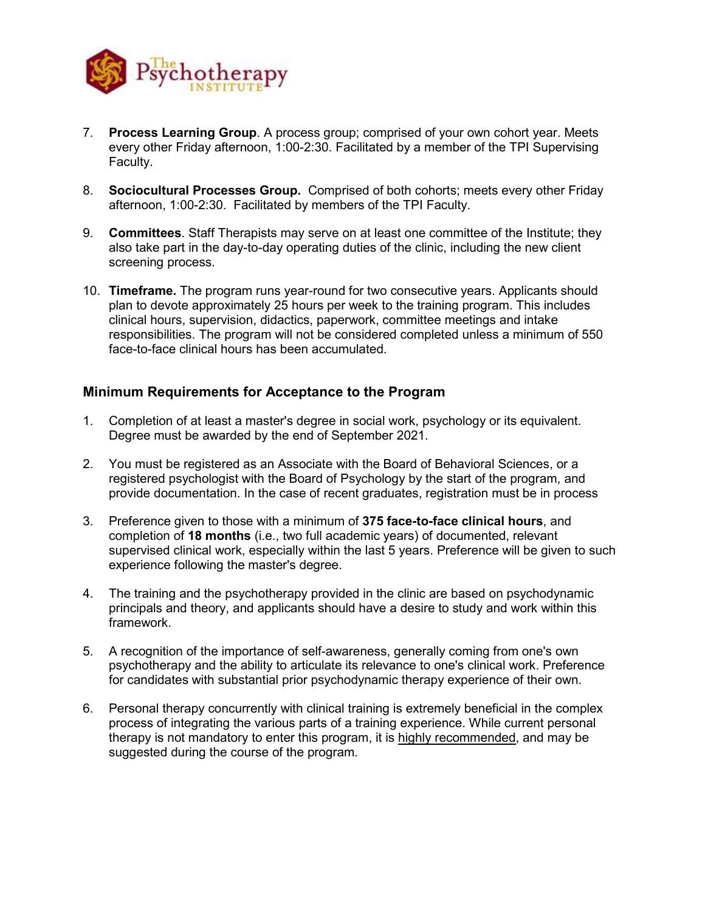7. **Process Learning Group**. A process group; comprised of your own cohort year. Meets every other Friday afternoon, 1:00-2:30. Facilitated by a member of the TPI Supervising Faculty.

8. **Sociocultural Processes Group.** Comprised of both cohorts; meets every other Friday afternoon, 1:00-2:30. Facilitated by members of the TPI Faculty.

9. **Committees**. Staff Therapists may serve on at least one committee of the Institute; they also take part in the day-to-day operating duties of the clinic, including the new client screening process.

10. **Timeframe.** The program runs year-round for two consecutive years. Applicants should plan to devote approximately 25 hours per week to the training program. This includes clinical hours, supervision, didactics, paperwork, committee meetings and intake responsibilities. The program will not be considered completed unless a minimum of 550 face-to-face clinical hours has been accumulated.

### Minimum Requirements for Acceptance to the Program

1. Completion of at least a master's degree in social work, psychology or its equivalent. Degree must be awarded by the end of September 2021.

2. You must be registered as an Associate with the Board of Behavioral Sciences, or a registered psychologist with the Board of Psychology by the start of the program, and provide documentation. In the case of recent graduates, registration must be in process

3. Preference given to those with a minimum of **375 face-to-face clinical hours**, and completion of **18 months** (i.e., two full academic years) of documented, relevant supervised clinical work, especially within the last 5 years. Preference will be given to such experience following the master's degree.

4. The training and the psychotherapy provided in the clinic are based on psychodynamic principals and theory, and applicants should have a desire to study and work within this framework.

5. A recognition of the importance of self-awareness, generally coming from one's own psychotherapy and the ability to articulate its relevance to one's clinical work. Preference for candidates with substantial prior psychodynamic therapy experience of their own.

6. Personal therapy concurrently with clinical training is extremely beneficial in the complex process of integrating the various parts of a training experience. While current personal therapy is not mandatory to enter this program, it is highly recommended, and may be suggested during the course of the program.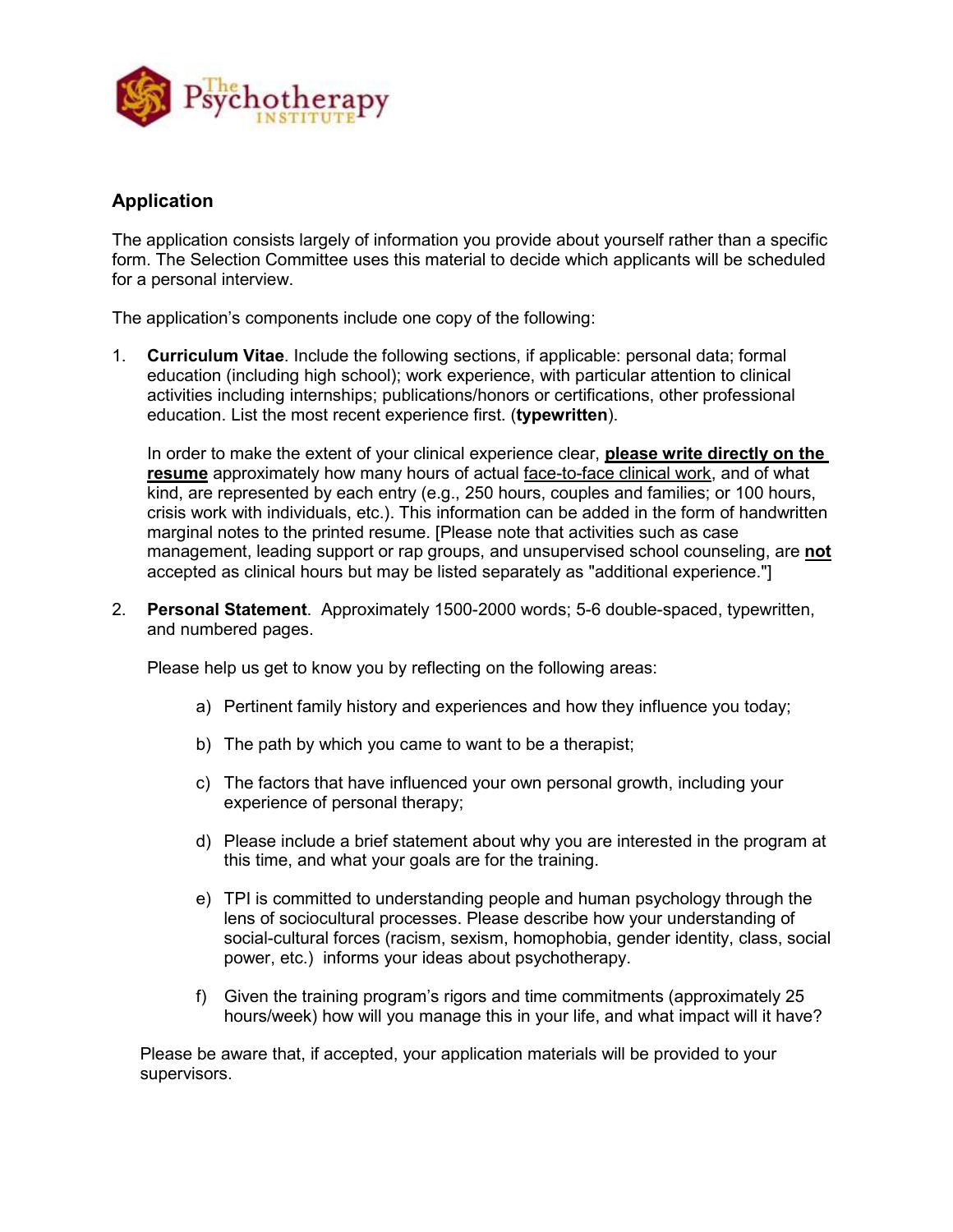The Psychotherapy INSTITUTE

## Application

The application consists largely of information you provide about yourself rather than a specific form. The Selection Committee uses this material to decide which applicants will be scheduled for a personal interview.

The application's components include one copy of the following:

1. **Curriculum Vitae**. Include the following sections, if applicable: personal data; formal education (including high school); work experience, with particular attention to clinical activities including internships; publications/honors or certifications, other professional education. List the most recent experience first. (**typewritten**).

   In order to make the extent of your clinical experience clear, **<u>please write directly on the resume</u>** approximately how many hours of actual <u>face-to-face clinical work</u>, and of what kind, are represented by each entry (e.g., 250 hours, couples and families; or 100 hours, crisis work with individuals, etc.). This information can be added in the form of handwritten marginal notes to the printed resume. [Please note that activities such as case management, leading support or rap groups, and unsupervised school counseling, are **<u>not</u>** accepted as clinical hours but may be listed separately as "additional experience."]

2. **Personal Statement**. Approximately 1500-2000 words; 5-6 double-spaced, typewritten, and numbered pages.

   Please help us get to know you by reflecting on the following areas:

   a) Pertinent family history and experiences and how they influence you today;

   b) The path by which you came to want to be a therapist;

   c) The factors that have influenced your own personal growth, including your experience of personal therapy;

   d) Please include a brief statement about why you are interested in the program at this time, and what your goals are for the training.

   e) TPI is committed to understanding people and human psychology through the lens of sociocultural processes. Please describe how your understanding of social-cultural forces (racism, sexism, homophobia, gender identity, class, social power, etc.) informs your ideas about psychotherapy.

   f) Given the training program's rigors and time commitments (approximately 25 hours/week) how will you manage this in your life, and what impact will it have?

Please be aware that, if accepted, your application materials will be provided to your supervisors.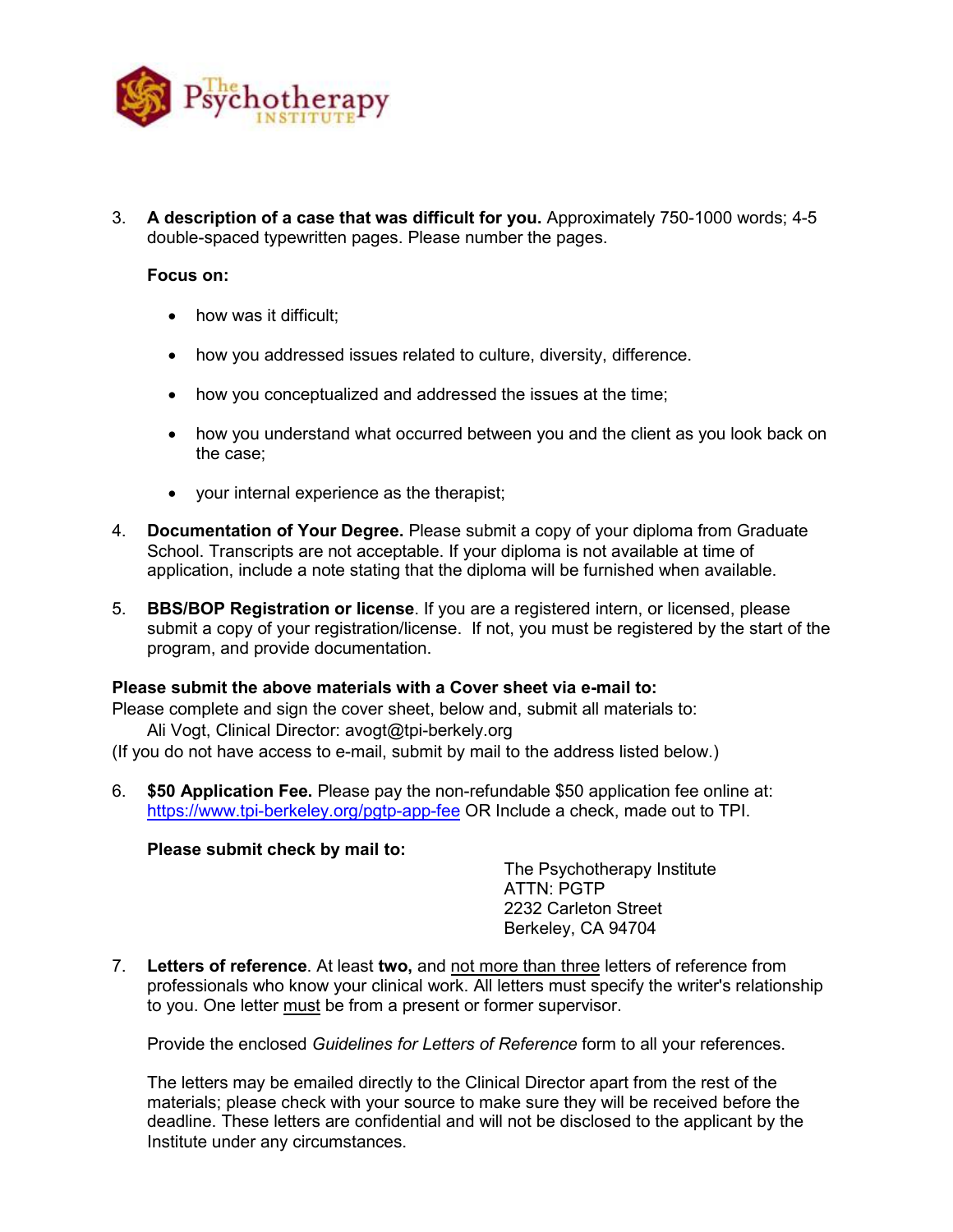3. **A description of a case that was difficult for you.** Approximately 750-1000 words; 4-5 double-spaced typewritten pages. Please number the pages.

   **Focus on:**

   - how was it difficult;
   - how you addressed issues related to culture, diversity, difference.
   - how you conceptualized and addressed the issues at the time;
   - how you understand what occurred between you and the client as you look back on the case;
   - your internal experience as the therapist;

4. **Documentation of Your Degree.** Please submit a copy of your diploma from Graduate School. Transcripts are not acceptable. If your diploma is not available at time of application, include a note stating that the diploma will be furnished when available.

5. **BBS/BOP Registration or license**. If you are a registered intern, or licensed, please submit a copy of your registration/license. If not, you must be registered by the start of the program, and provide documentation.

**Please submit the above materials with a Cover sheet via e-mail to:**
Please complete and sign the cover sheet, below and, submit all materials to:
Ali Vogt, Clinical Director: avogt@tpi-berkely.org
(If you do not have access to e-mail, submit by mail to the address listed below.)

6. **$50 Application Fee.** Please pay the non-refundable $50 application fee online at: https://www.tpi-berkeley.org/pgtp-app-fee OR Include a check, made out to TPI.

   **Please submit check by mail to:**

   The Psychotherapy Institute
   ATTN: PGTP
   2232 Carleton Street
   Berkeley, CA 94704

7. **Letters of reference**. At least **two,** and not more than three letters of reference from professionals who know your clinical work. All letters must specify the writer's relationship to you. One letter must be from a present or former supervisor.

   Provide the enclosed *Guidelines for Letters of Reference* form to all your references.

   The letters may be emailed directly to the Clinical Director apart from the rest of the materials; please check with your source to make sure they will be received before the deadline. These letters are confidential and will not be disclosed to the applicant by the Institute under any circumstances.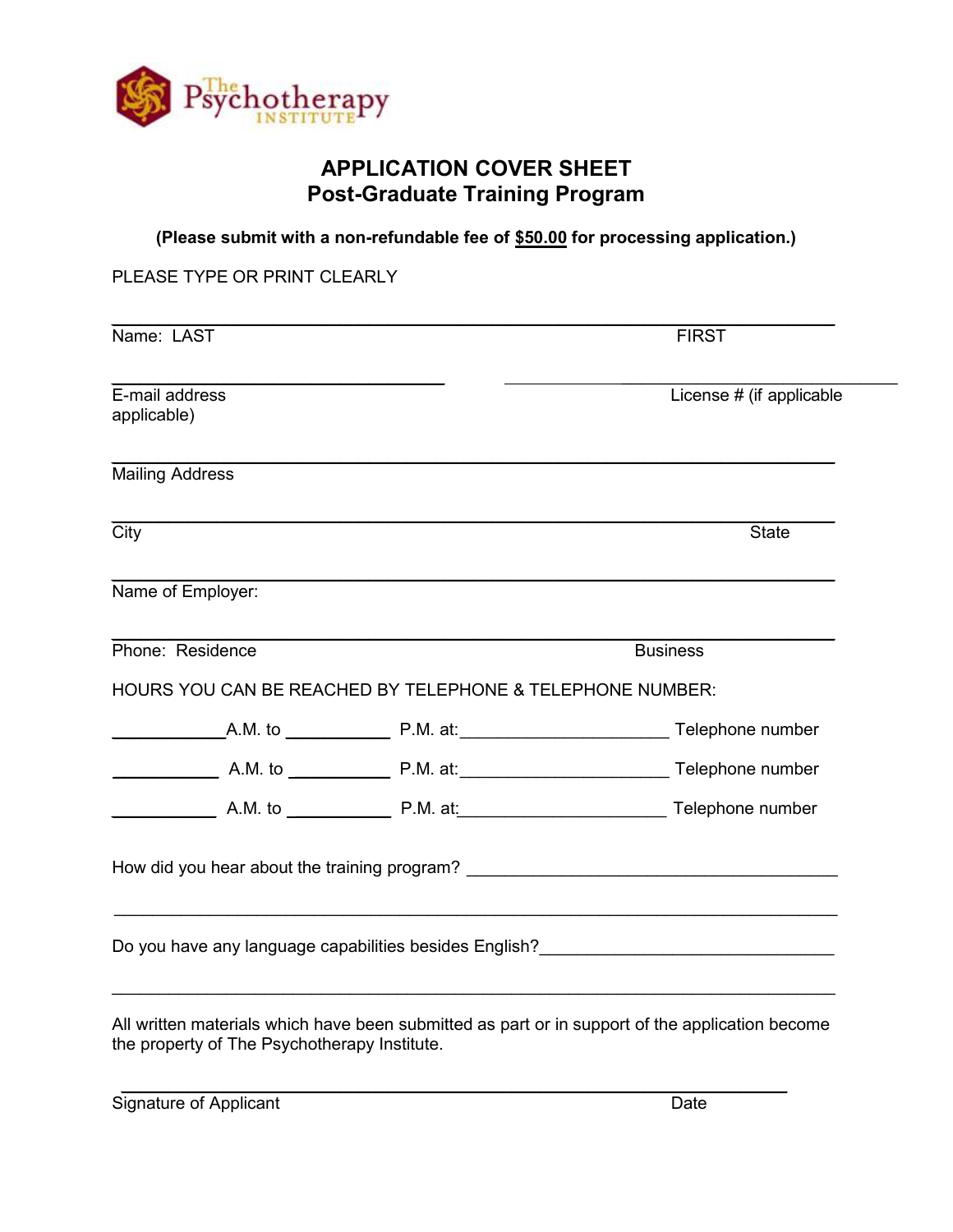The Psychotherapy INSTITUTE

# APPLICATION COVER SHEET
## Post-Graduate Training Program

**(Please submit with a non-refundable fee of $50.00 for processing application.)**

PLEASE TYPE OR PRINT CLEARLY

______________________________________________________________________________

Name: LAST FIRST

___________________________________ ___________________________________

E-mail address applicable) License # (if applicable

______________________________________________________________________________

Mailing Address

______________________________________________________________________________

City State

______________________________________________________________________________

Name of Employer:

______________________________________________________________________________

Phone: Residence Business

HOURS YOU CAN BE REACHED BY TELEPHONE & TELEPHONE NUMBER:

___________A.M. to ___________ P.M. at:______________________ Telephone number

___________ A.M. to ___________ P.M. at:______________________ Telephone number

___________ A.M. to ___________ P.M. at:______________________ Telephone number

How did you hear about the training program? _______________________________________

______________________________________________________________________________

Do you have any language capabilities besides English?_______________________________

______________________________________________________________________________

All written materials which have been submitted as part or in support of the application become the property of The Psychotherapy Institute.

______________________________________________________________________________

Signature of Applicant Date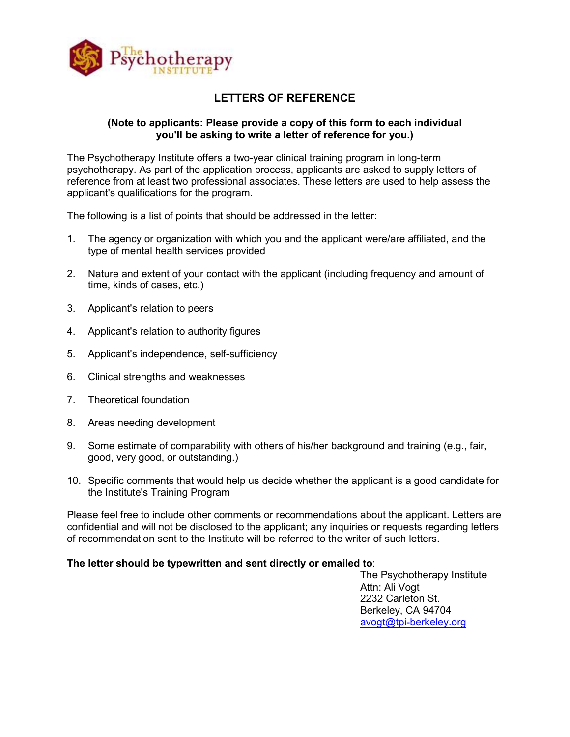# LETTERS OF REFERENCE

**(Note to applicants: Please provide a copy of this form to each individual you'll be asking to write a letter of reference for you.)**

The Psychotherapy Institute offers a two-year clinical training program in long-term psychotherapy. As part of the application process, applicants are asked to supply letters of reference from at least two professional associates. These letters are used to help assess the applicant's qualifications for the program.

The following is a list of points that should be addressed in the letter:

1. The agency or organization with which you and the applicant were/are affiliated, and the type of mental health services provided
2. Nature and extent of your contact with the applicant (including frequency and amount of time, kinds of cases, etc.)
3. Applicant's relation to peers
4. Applicant's relation to authority figures
5. Applicant's independence, self-sufficiency
6. Clinical strengths and weaknesses
7. Theoretical foundation
8. Areas needing development
9. Some estimate of comparability with others of his/her background and training (e.g., fair, good, very good, or outstanding.)
10. Specific comments that would help us decide whether the applicant is a good candidate for the Institute's Training Program

Please feel free to include other comments or recommendations about the applicant. Letters are confidential and will not be disclosed to the applicant; any inquiries or requests regarding letters of recommendation sent to the Institute will be referred to the writer of such letters.

**The letter should be typewritten and sent directly or emailed to**:

The Psychotherapy Institute
Attn: Ali Vogt
2232 Carleton St.
Berkeley, CA 94704
avogt@tpi-berkeley.org